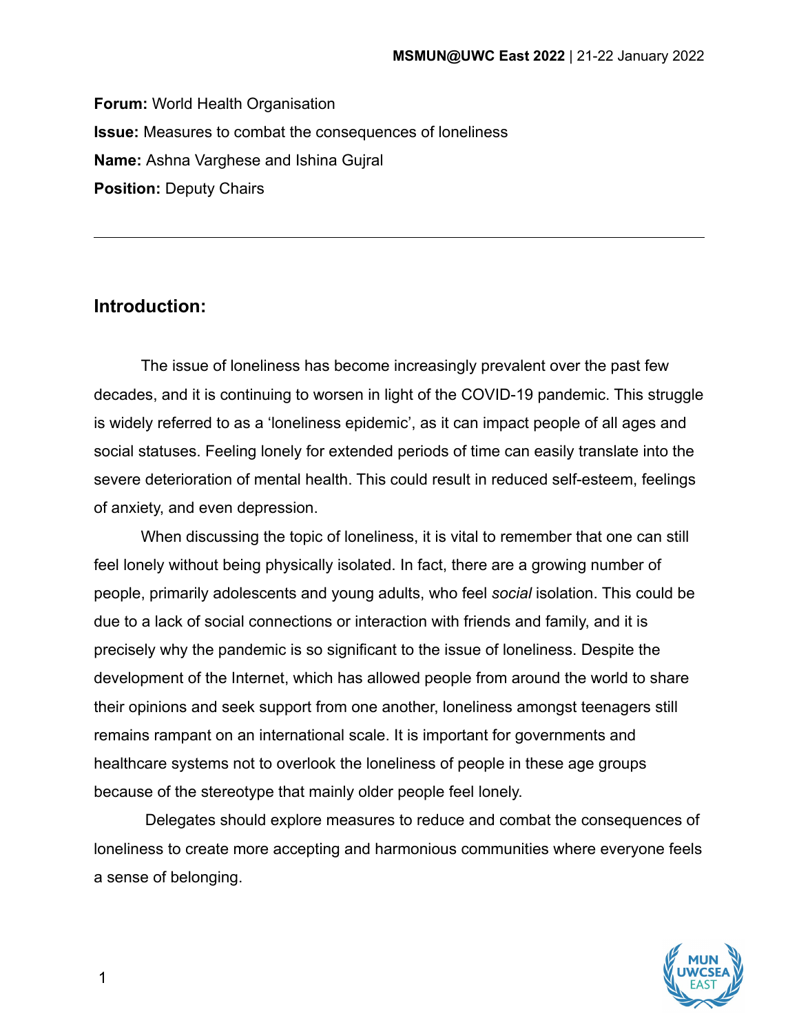**Forum:** World Health Organisation
**Issue:** Measures to combat the consequences of loneliness
**Name:** Ashna Varghese and Ishina Gujral
**Position:** Deputy Chairs

---

## Introduction:

The issue of loneliness has become increasingly prevalent over the past few decades, and it is continuing to worsen in light of the COVID-19 pandemic. This struggle is widely referred to as a 'loneliness epidemic', as it can impact people of all ages and social statuses. Feeling lonely for extended periods of time can easily translate into the severe deterioration of mental health. This could result in reduced self-esteem, feelings of anxiety, and even depression.

When discussing the topic of loneliness, it is vital to remember that one can still feel lonely without being physically isolated. In fact, there are a growing number of people, primarily adolescents and young adults, who feel *social* isolation. This could be due to a lack of social connections or interaction with friends and family, and it is precisely why the pandemic is so significant to the issue of loneliness. Despite the development of the Internet, which has allowed people from around the world to share their opinions and seek support from one another, loneliness amongst teenagers still remains rampant on an international scale. It is important for governments and healthcare systems not to overlook the loneliness of people in these age groups because of the stereotype that mainly older people feel lonely.

Delegates should explore measures to reduce and combat the consequences of loneliness to create more accepting and harmonious communities where everyone feels a sense of belonging.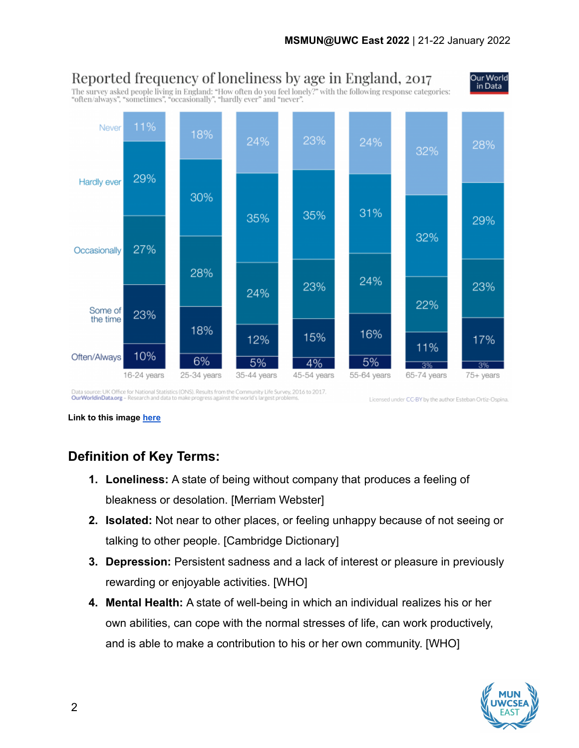**Reported frequency of loneliness by age in England, 2017**

The survey asked people living in England: "How often do you feel lonely?" with the following response categories: "often/always", "sometimes", "occasionally", "hardly ever" and "never".

| | 16-24 years | 25-34 years | 35-44 years | 45-54 years | 55-64 years | 65-74 years | 75+ years |
|---|---|---|---|---|---|---|---|
| Never | 11% | 18% | 24% | 23% | 24% | 32% | 28% |
| Hardly ever | 29% | 30% | 35% | 35% | 31% | 32% | 29% |
| Occasionally | 27% | 28% | 24% | 23% | 24% | 22% | 23% |
| Some of the time | 23% | 18% | 12% | 15% | 16% | 11% | 17% |
| Often/Always | 10% | 6% | 5% | 4% | 5% | 3% | 3% |

Data source: UK Office for National Statistics (ONS). Results from the Community Life Survey, 2016 to 2017.
OurWorldinData.org – Research and data to make progress against the world's largest problems. Licensed under CC-BY by the author Esteban Ortiz-Ospina.

**Link to this image [here]**

## Definition of Key Terms:

1. **Loneliness:** A state of being without company that produces a feeling of bleakness or desolation. [Merriam Webster]
2. **Isolated:** Not near to other places, or feeling unhappy because of not seeing or talking to other people. [Cambridge Dictionary]
3. **Depression:** Persistent sadness and a lack of interest or pleasure in previously rewarding or enjoyable activities. [WHO]
4. **Mental Health:** A state of well-being in which an individual realizes his or her own abilities, can cope with the normal stresses of life, can work productively, and is able to make a contribution to his or her own community. [WHO]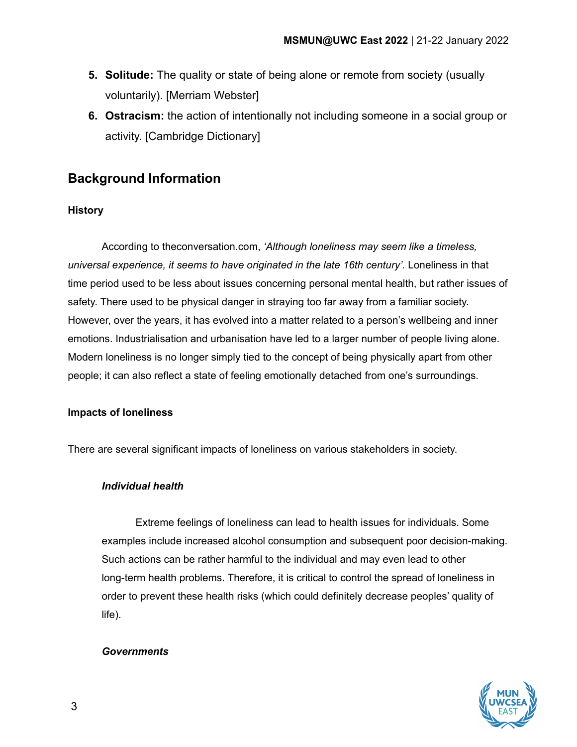5. **Solitude:** The quality or state of being alone or remote from society (usually voluntarily). [Merriam Webster]
6. **Ostracism:** the action of intentionally not including someone in a social group or activity. [Cambridge Dictionary]

## Background Information

### History

According to theconversation.com, *'Although loneliness may seem like a timeless, universal experience, it seems to have originated in the late 16th century'*. Loneliness in that time period used to be less about issues concerning personal mental health, but rather issues of safety. There used to be physical danger in straying too far away from a familiar society. However, over the years, it has evolved into a matter related to a person's wellbeing and inner emotions. Industrialisation and urbanisation have led to a larger number of people living alone. Modern loneliness is no longer simply tied to the concept of being physically apart from other people; it can also reflect a state of feeling emotionally detached from one's surroundings.

### Impacts of loneliness

There are several significant impacts of loneliness on various stakeholders in society.

#### *Individual health*

Extreme feelings of loneliness can lead to health issues for individuals. Some examples include increased alcohol consumption and subsequent poor decision-making. Such actions can be rather harmful to the individual and may even lead to other long-term health problems. Therefore, it is critical to control the spread of loneliness in order to prevent these health risks (which could definitely decrease peoples' quality of life).

#### *Governments*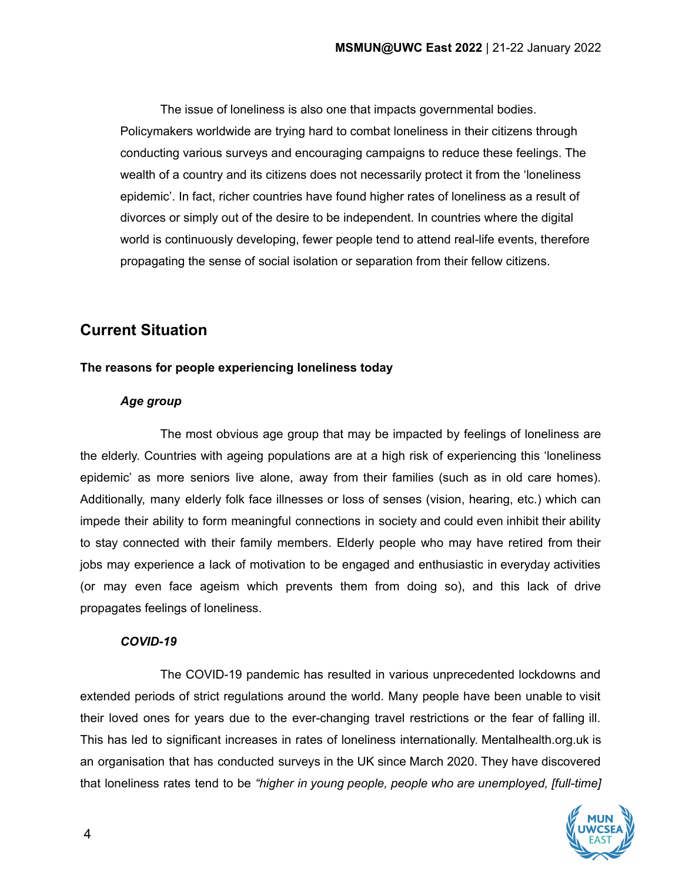The issue of loneliness is also one that impacts governmental bodies. Policymakers worldwide are trying hard to combat loneliness in their citizens through conducting various surveys and encouraging campaigns to reduce these feelings. The wealth of a country and its citizens does not necessarily protect it from the 'loneliness epidemic'. In fact, richer countries have found higher rates of loneliness as a result of divorces or simply out of the desire to be independent. In countries where the digital world is continuously developing, fewer people tend to attend real-life events, therefore propagating the sense of social isolation or separation from their fellow citizens.

## Current Situation

### The reasons for people experiencing loneliness today

#### *Age group*

The most obvious age group that may be impacted by feelings of loneliness are the elderly. Countries with ageing populations are at a high risk of experiencing this 'loneliness epidemic' as more seniors live alone, away from their families (such as in old care homes). Additionally, many elderly folk face illnesses or loss of senses (vision, hearing, etc.) which can impede their ability to form meaningful connections in society and could even inhibit their ability to stay connected with their family members. Elderly people who may have retired from their jobs may experience a lack of motivation to be engaged and enthusiastic in everyday activities (or may even face ageism which prevents them from doing so), and this lack of drive propagates feelings of loneliness.

#### *COVID-19*

The COVID-19 pandemic has resulted in various unprecedented lockdowns and extended periods of strict regulations around the world. Many people have been unable to visit their loved ones for years due to the ever-changing travel restrictions or the fear of falling ill. This has led to significant increases in rates of loneliness internationally. Mentalhealth.org.uk is an organisation that has conducted surveys in the UK since March 2020. They have discovered that loneliness rates tend to be *"higher in young people, people who are unemployed, [full-time]*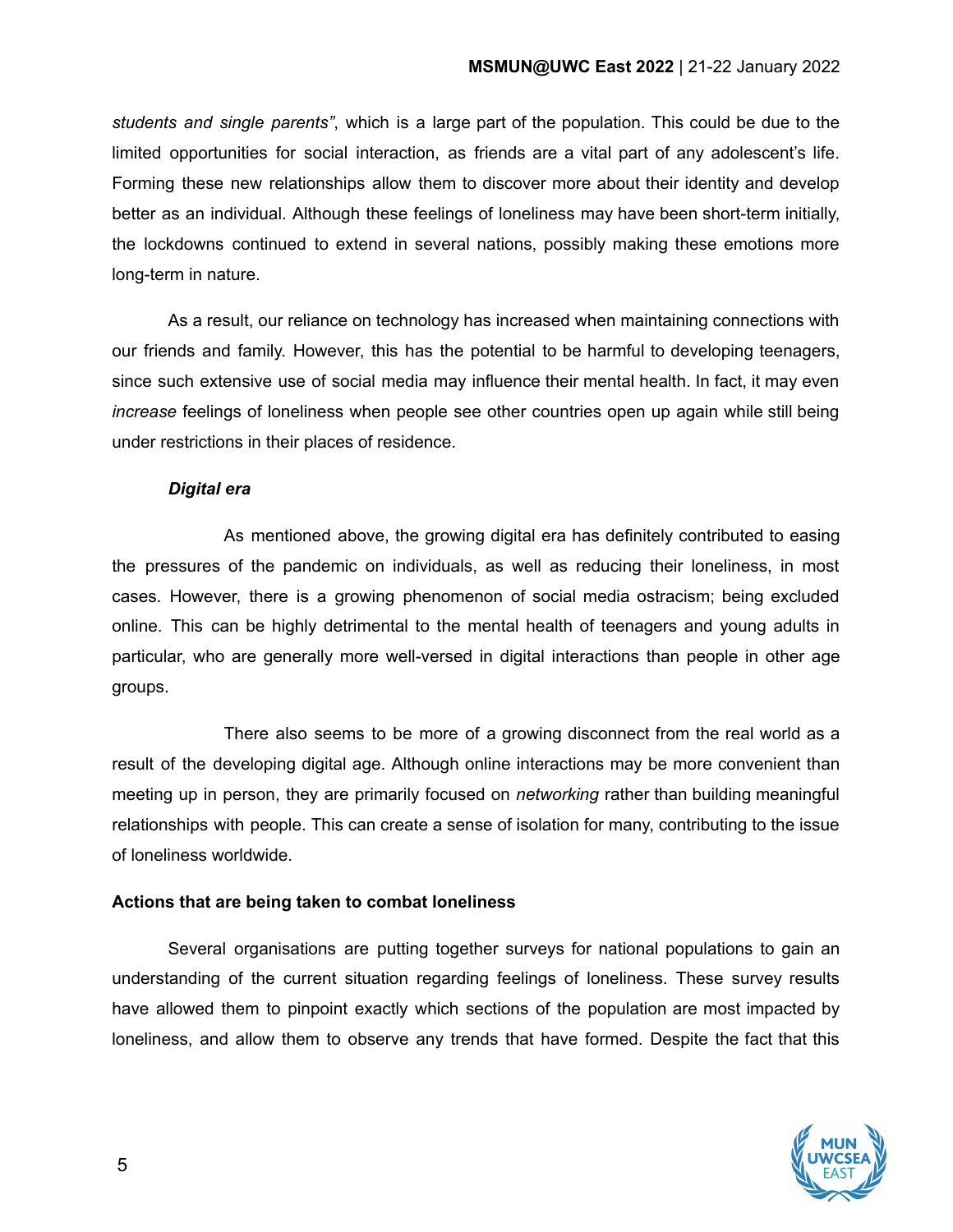*students and single parents"*, which is a large part of the population. This could be due to the limited opportunities for social interaction, as friends are a vital part of any adolescent's life. Forming these new relationships allow them to discover more about their identity and develop better as an individual. Although these feelings of loneliness may have been short-term initially, the lockdowns continued to extend in several nations, possibly making these emotions more long-term in nature.

As a result, our reliance on technology has increased when maintaining connections with our friends and family. However, this has the potential to be harmful to developing teenagers, since such extensive use of social media may influence their mental health. In fact, it may even *increase* feelings of loneliness when people see other countries open up again while still being under restrictions in their places of residence.

***Digital era***

As mentioned above, the growing digital era has definitely contributed to easing the pressures of the pandemic on individuals, as well as reducing their loneliness, in most cases. However, there is a growing phenomenon of social media ostracism; being excluded online. This can be highly detrimental to the mental health of teenagers and young adults in particular, who are generally more well-versed in digital interactions than people in other age groups.

There also seems to be more of a growing disconnect from the real world as a result of the developing digital age. Although online interactions may be more convenient than meeting up in person, they are primarily focused on *networking* rather than building meaningful relationships with people. This can create a sense of isolation for many, contributing to the issue of loneliness worldwide.

**Actions that are being taken to combat loneliness**

Several organisations are putting together surveys for national populations to gain an understanding of the current situation regarding feelings of loneliness. These survey results have allowed them to pinpoint exactly which sections of the population are most impacted by loneliness, and allow them to observe any trends that have formed. Despite the fact that this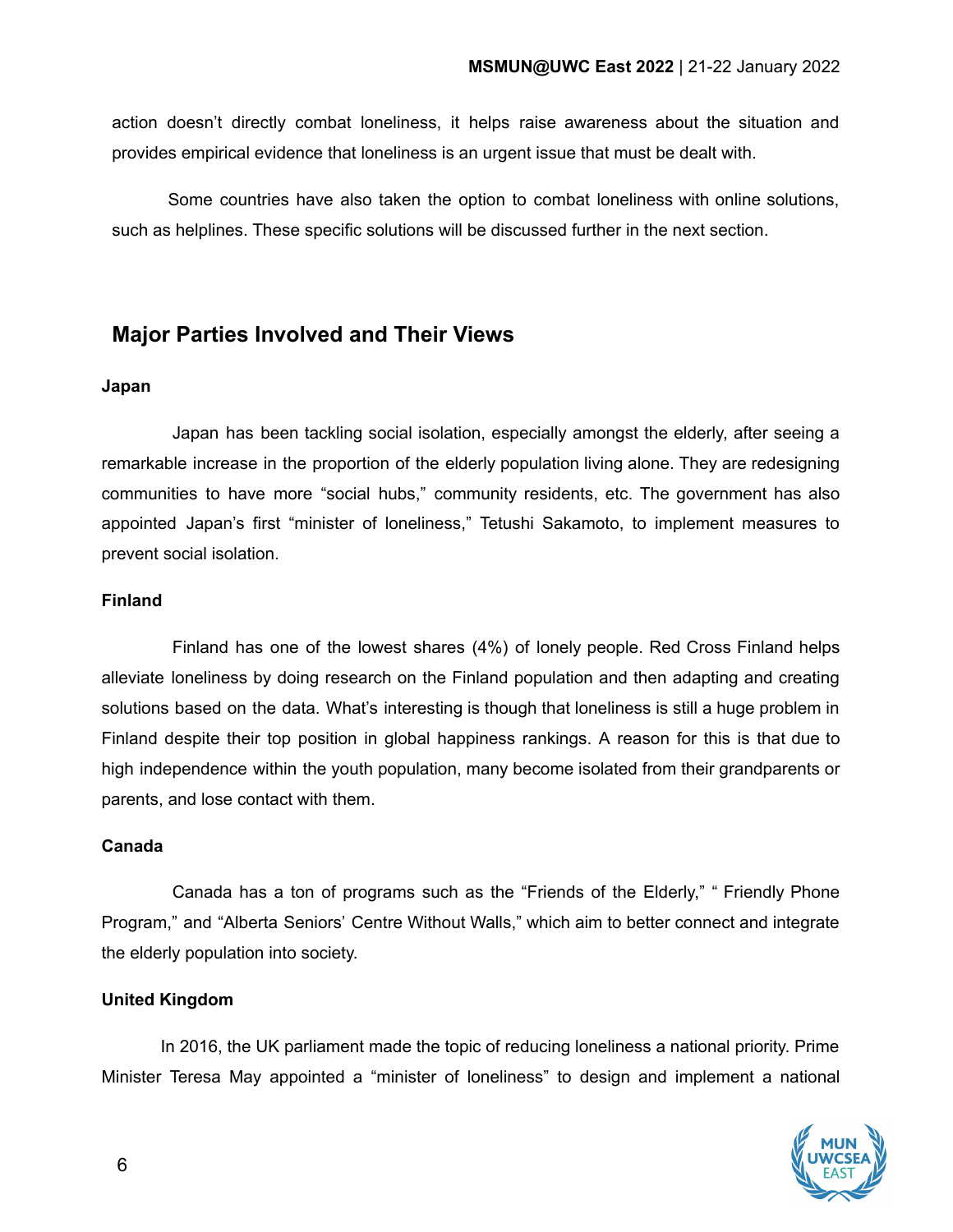action doesn't directly combat loneliness, it helps raise awareness about the situation and provides empirical evidence that loneliness is an urgent issue that must be dealt with.

Some countries have also taken the option to combat loneliness with online solutions, such as helplines. These specific solutions will be discussed further in the next section.

## Major Parties Involved and Their Views

**Japan**

Japan has been tackling social isolation, especially amongst the elderly, after seeing a remarkable increase in the proportion of the elderly population living alone. They are redesigning communities to have more "social hubs," community residents, etc. The government has also appointed Japan's first "minister of loneliness," Tetushi Sakamoto, to implement measures to prevent social isolation.

**Finland**

Finland has one of the lowest shares (4%) of lonely people. Red Cross Finland helps alleviate loneliness by doing research on the Finland population and then adapting and creating solutions based on the data. What's interesting is though that loneliness is still a huge problem in Finland despite their top position in global happiness rankings. A reason for this is that due to high independence within the youth population, many become isolated from their grandparents or parents, and lose contact with them.

**Canada**

Canada has a ton of programs such as the "Friends of the Elderly," " Friendly Phone Program," and "Alberta Seniors' Centre Without Walls," which aim to better connect and integrate the elderly population into society.

**United Kingdom**

In 2016, the UK parliament made the topic of reducing loneliness a national priority. Prime Minister Teresa May appointed a "minister of loneliness" to design and implement a national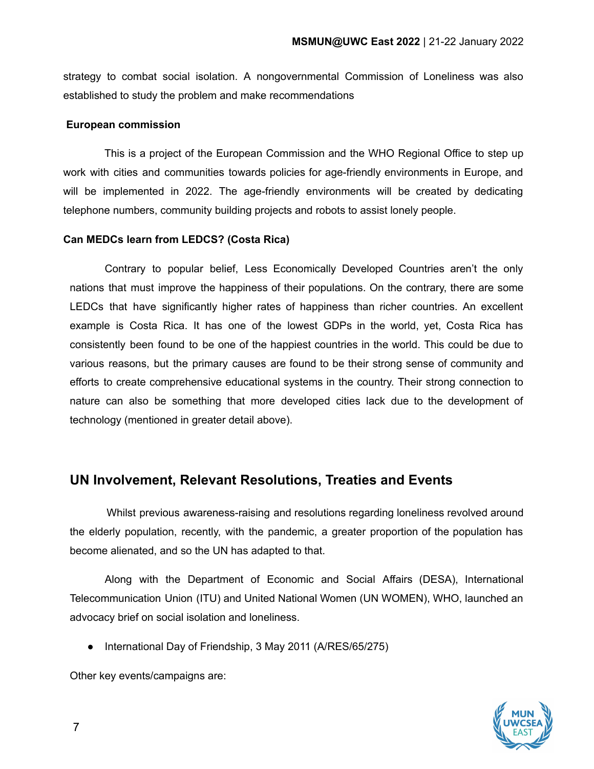strategy to combat social isolation. A nongovernmental Commission of Loneliness was also established to study the problem and make recommendations

**European commission**

This is a project of the European Commission and the WHO Regional Office to step up work with cities and communities towards policies for age-friendly environments in Europe, and will be implemented in 2022. The age-friendly environments will be created by dedicating telephone numbers, community building projects and robots to assist lonely people.

**Can MEDCs learn from LEDCS? (Costa Rica)**

Contrary to popular belief, Less Economically Developed Countries aren't the only nations that must improve the happiness of their populations. On the contrary, there are some LEDCs that have significantly higher rates of happiness than richer countries. An excellent example is Costa Rica. It has one of the lowest GDPs in the world, yet, Costa Rica has consistently been found to be one of the happiest countries in the world. This could be due to various reasons, but the primary causes are found to be their strong sense of community and efforts to create comprehensive educational systems in the country. Their strong connection to nature can also be something that more developed cities lack due to the development of technology (mentioned in greater detail above).

## UN Involvement, Relevant Resolutions, Treaties and Events

Whilst previous awareness-raising and resolutions regarding loneliness revolved around the elderly population, recently, with the pandemic, a greater proportion of the population has become alienated, and so the UN has adapted to that.

Along with the Department of Economic and Social Affairs (DESA), International Telecommunication Union (ITU) and United National Women (UN WOMEN), WHO, launched an advocacy brief on social isolation and loneliness.

- International Day of Friendship, 3 May 2011 (A/RES/65/275)

Other key events/campaigns are: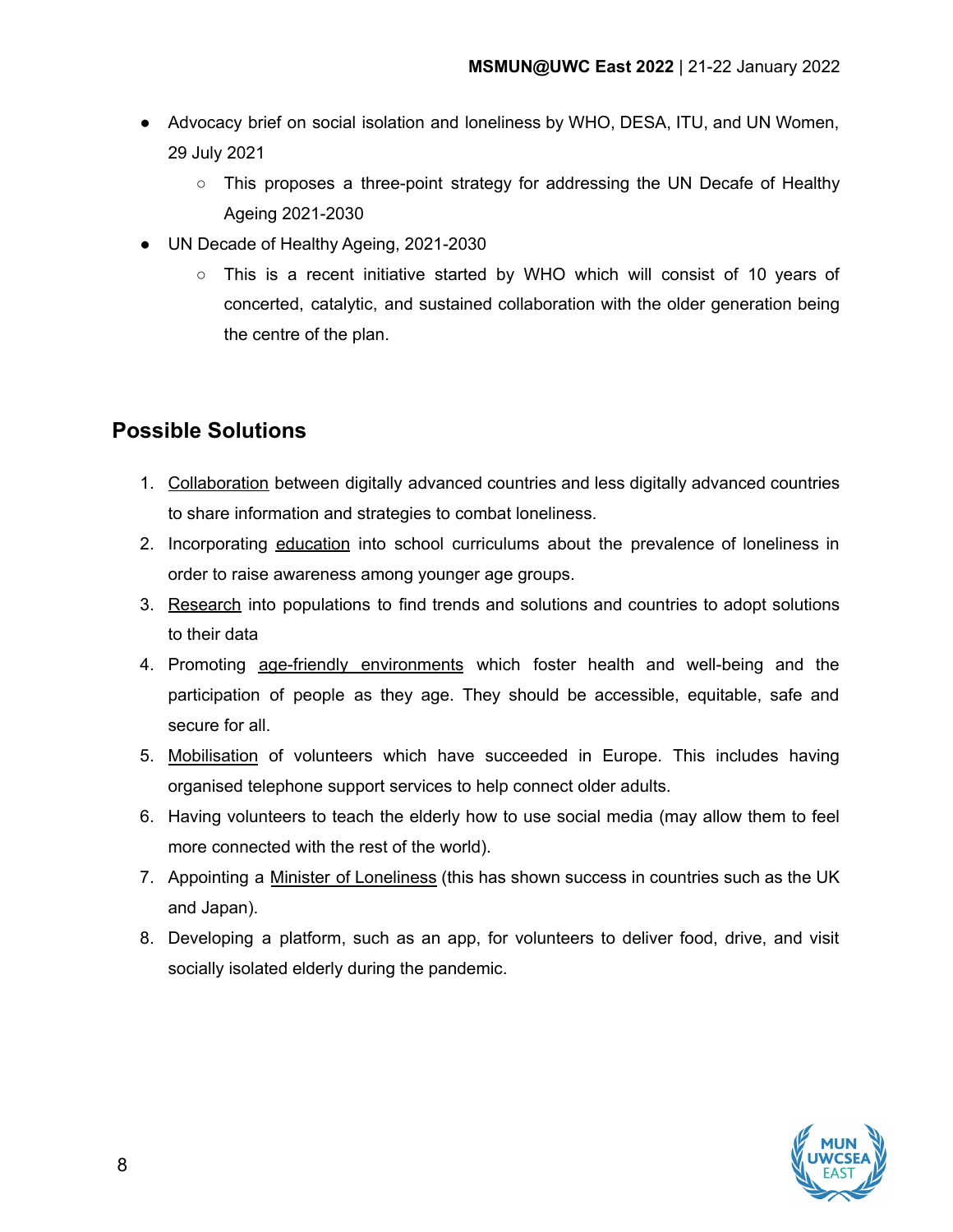- Advocacy brief on social isolation and loneliness by WHO, DESA, ITU, and UN Women, 29 July 2021
    - This proposes a three-point strategy for addressing the UN Decafe of Healthy Ageing 2021-2030
- UN Decade of Healthy Ageing, 2021-2030
    - This is a recent initiative started by WHO which will consist of 10 years of concerted, catalytic, and sustained collaboration with the older generation being the centre of the plan.

## Possible Solutions

1. Collaboration between digitally advanced countries and less digitally advanced countries to share information and strategies to combat loneliness.
2. Incorporating education into school curriculums about the prevalence of loneliness in order to raise awareness among younger age groups.
3. Research into populations to find trends and solutions and countries to adopt solutions to their data
4. Promoting age-friendly environments which foster health and well-being and the participation of people as they age. They should be accessible, equitable, safe and secure for all.
5. Mobilisation of volunteers which have succeeded in Europe. This includes having organised telephone support services to help connect older adults.
6. Having volunteers to teach the elderly how to use social media (may allow them to feel more connected with the rest of the world).
7. Appointing a Minister of Loneliness (this has shown success in countries such as the UK and Japan).
8. Developing a platform, such as an app, for volunteers to deliver food, drive, and visit socially isolated elderly during the pandemic.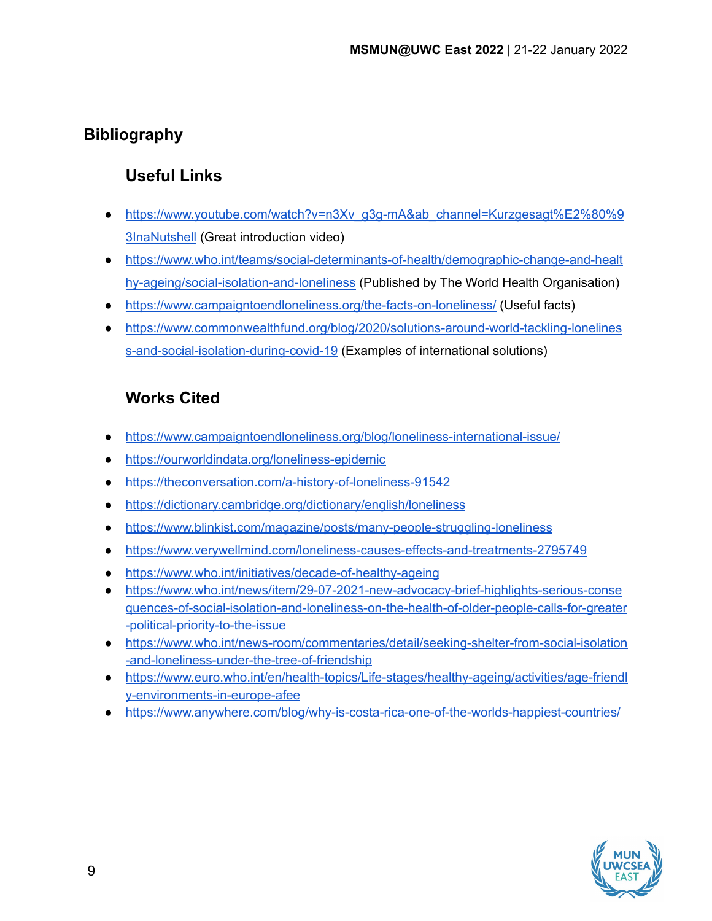## Bibliography

### Useful Links

- https://www.youtube.com/watch?v=n3Xv_g3g-mA&ab_channel=Kurzgesagt%E2%80%93InaNutshell (Great introduction video)
- https://www.who.int/teams/social-determinants-of-health/demographic-change-and-healthy-ageing/social-isolation-and-loneliness (Published by The World Health Organisation)
- https://www.campaigntoendloneliness.org/the-facts-on-loneliness/ (Useful facts)
- https://www.commonwealthfund.org/blog/2020/solutions-around-world-tackling-loneliness-and-social-isolation-during-covid-19 (Examples of international solutions)

### Works Cited

- https://www.campaigntoendloneliness.org/blog/loneliness-international-issue/
- https://ourworldindata.org/loneliness-epidemic
- https://theconversation.com/a-history-of-loneliness-91542
- https://dictionary.cambridge.org/dictionary/english/loneliness
- https://www.blinkist.com/magazine/posts/many-people-struggling-loneliness
- https://www.verywellmind.com/loneliness-causes-effects-and-treatments-2795749
- https://www.who.int/initiatives/decade-of-healthy-ageing
- https://www.who.int/news/item/29-07-2021-new-advocacy-brief-highlights-serious-consequences-of-social-isolation-and-loneliness-on-the-health-of-older-people-calls-for-greater-political-priority-to-the-issue
- https://www.who.int/news-room/commentaries/detail/seeking-shelter-from-social-isolation-and-loneliness-under-the-tree-of-friendship
- https://www.euro.who.int/en/health-topics/Life-stages/healthy-ageing/activities/age-friendly-environments-in-europe-afee
- https://www.anywhere.com/blog/why-is-costa-rica-one-of-the-worlds-happiest-countries/